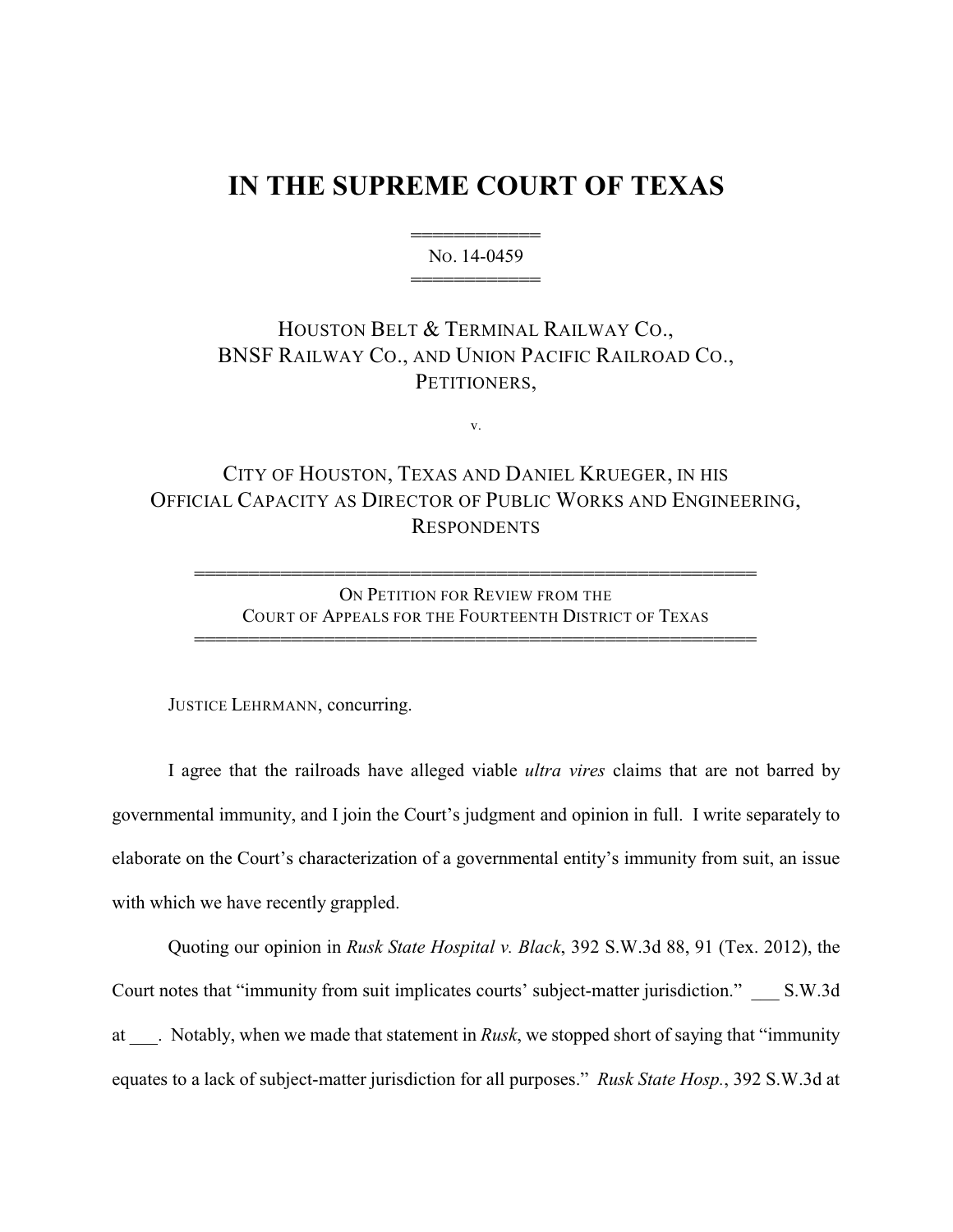# IN THE SUPREME COURT OF TEXAS

═══════════
NO. 14-0459
═══════════

HOUSTON BELT & TERMINAL RAILWAY CO., BNSF RAILWAY CO., AND UNION PACIFIC RAILROAD CO., PETITIONERS,

v.

CITY OF HOUSTON, TEXAS AND DANIEL KRUEGER, IN HIS OFFICIAL CAPACITY AS DIRECTOR OF PUBLIC WORKS AND ENGINEERING, RESPONDENTS

═══════════════════════════════════════════
ON PETITION FOR REVIEW FROM THE COURT OF APPEALS FOR THE FOURTEENTH DISTRICT OF TEXAS
═══════════════════════════════════════════

JUSTICE LEHRMANN, concurring.

I agree that the railroads have alleged viable *ultra vires* claims that are not barred by governmental immunity, and I join the Court's judgment and opinion in full. I write separately to elaborate on the Court's characterization of a governmental entity's immunity from suit, an issue with which we have recently grappled.

Quoting our opinion in *Rusk State Hospital v. Black*, 392 S.W.3d 88, 91 (Tex. 2012), the Court notes that "immunity from suit implicates courts' subject-matter jurisdiction." ___ S.W.3d at ___. Notably, when we made that statement in *Rusk*, we stopped short of saying that "immunity equates to a lack of subject-matter jurisdiction for all purposes." *Rusk State Hosp.*, 392 S.W.3d at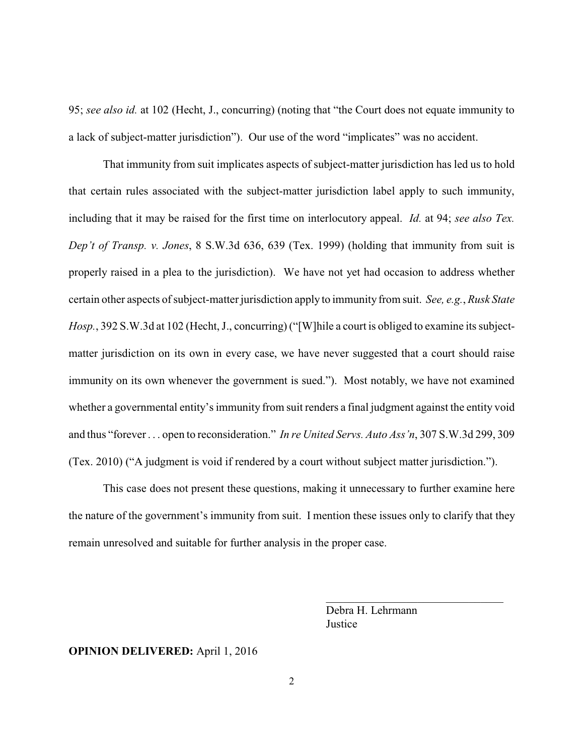95; *see also id.* at 102 (Hecht, J., concurring) (noting that "the Court does not equate immunity to a lack of subject-matter jurisdiction"). Our use of the word "implicates" was no accident.

That immunity from suit implicates aspects of subject-matter jurisdiction has led us to hold that certain rules associated with the subject-matter jurisdiction label apply to such immunity, including that it may be raised for the first time on interlocutory appeal. *Id.* at 94; *see also Tex. Dep't of Transp. v. Jones*, 8 S.W.3d 636, 639 (Tex. 1999) (holding that immunity from suit is properly raised in a plea to the jurisdiction). We have not yet had occasion to address whether certain other aspects of subject-matter jurisdiction apply to immunity from suit. *See, e.g.*, *Rusk State Hosp.*, 392 S.W.3d at 102 (Hecht, J., concurring) ("[W]hile a court is obliged to examine its subject-matter jurisdiction on its own in every case, we have never suggested that a court should raise immunity on its own whenever the government is sued."). Most notably, we have not examined whether a governmental entity's immunity from suit renders a final judgment against the entity void and thus "forever . . . open to reconsideration." *In re United Servs. Auto Ass'n*, 307 S.W.3d 299, 309 (Tex. 2010) ("A judgment is void if rendered by a court without subject matter jurisdiction.").

This case does not present these questions, making it unnecessary to further examine here the nature of the government's immunity from suit. I mention these issues only to clarify that they remain unresolved and suitable for further analysis in the proper case.

Debra H. Lehrmann
Justice

**OPINION DELIVERED:** April 1, 2016